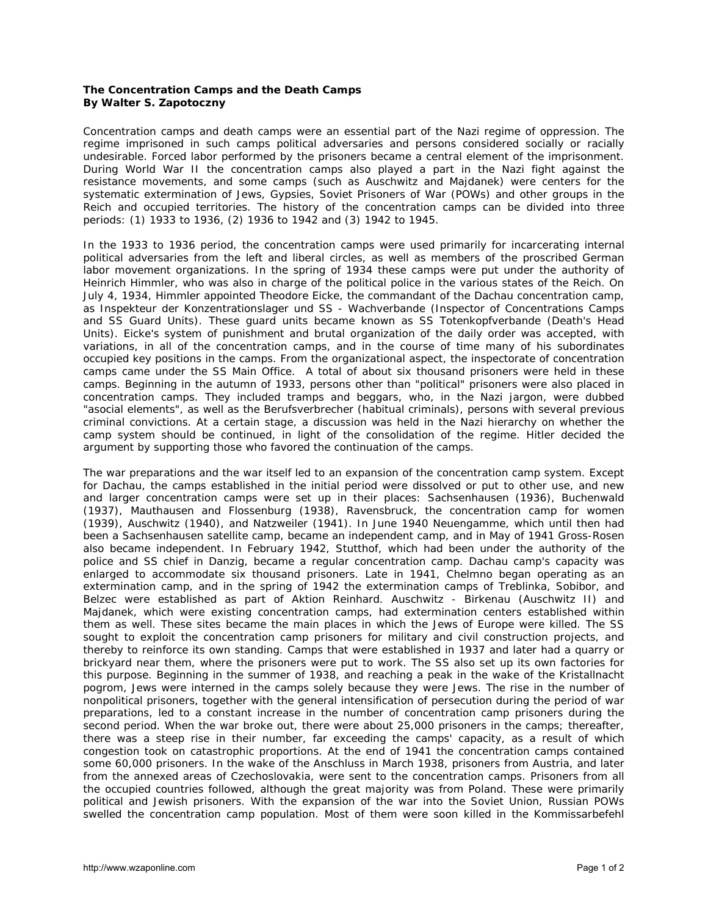**The Concentration Camps and the Death Camps**
**By Walter S. Zapotoczny**

Concentration camps and death camps were an essential part of the Nazi regime of oppression. The regime imprisoned in such camps political adversaries and persons considered socially or racially undesirable. Forced labor performed by the prisoners became a central element of the imprisonment. During World War II the concentration camps also played a part in the Nazi fight against the resistance movements, and some camps (such as Auschwitz and Majdanek) were centers for the systematic extermination of Jews, Gypsies, Soviet Prisoners of War (POWs) and other groups in the Reich and occupied territories. The history of the concentration camps can be divided into three periods: (1) 1933 to 1936, (2) 1936 to 1942 and (3) 1942 to 1945.

In the 1933 to 1936 period, the concentration camps were used primarily for incarcerating internal political adversaries from the left and liberal circles, as well as members of the proscribed German labor movement organizations. In the spring of 1934 these camps were put under the authority of Heinrich Himmler, who was also in charge of the political police in the various states of the Reich. On July 4, 1934, Himmler appointed Theodore Eicke, the commandant of the Dachau concentration camp, as Inspekteur der Konzentrationslager und SS - Wachverbande (Inspector of Concentrations Camps and SS Guard Units). These guard units became known as SS Totenkopfverbande (Death's Head Units). Eicke's system of punishment and brutal organization of the daily order was accepted, with variations, in all of the concentration camps, and in the course of time many of his subordinates occupied key positions in the camps. From the organizational aspect, the inspectorate of concentration camps came under the SS Main Office. A total of about six thousand prisoners were held in these camps. Beginning in the autumn of 1933, persons other than "political" prisoners were also placed in concentration camps. They included tramps and beggars, who, in the Nazi jargon, were dubbed "asocial elements", as well as the Berufsverbrecher (habitual criminals), persons with several previous criminal convictions. At a certain stage, a discussion was held in the Nazi hierarchy on whether the camp system should be continued, in light of the consolidation of the regime. Hitler decided the argument by supporting those who favored the continuation of the camps.

The war preparations and the war itself led to an expansion of the concentration camp system. Except for Dachau, the camps established in the initial period were dissolved or put to other use, and new and larger concentration camps were set up in their places: Sachsenhausen (1936), Buchenwald (1937), Mauthausen and Flossenburg (1938), Ravensbruck, the concentration camp for women (1939), Auschwitz (1940), and Natzweiler (1941). In June 1940 Neuengamme, which until then had been a Sachsenhausen satellite camp, became an independent camp, and in May of 1941 Gross-Rosen also became independent. In February 1942, Stutthof, which had been under the authority of the police and SS chief in Danzig, became a regular concentration camp. Dachau camp's capacity was enlarged to accommodate six thousand prisoners. Late in 1941, Chelmno began operating as an extermination camp, and in the spring of 1942 the extermination camps of Treblinka, Sobibor, and Belzec were established as part of Aktion Reinhard. Auschwitz - Birkenau (Auschwitz II) and Majdanek, which were existing concentration camps, had extermination centers established within them as well. These sites became the main places in which the Jews of Europe were killed. The SS sought to exploit the concentration camp prisoners for military and civil construction projects, and thereby to reinforce its own standing. Camps that were established in 1937 and later had a quarry or brickyard near them, where the prisoners were put to work. The SS also set up its own factories for this purpose. Beginning in the summer of 1938, and reaching a peak in the wake of the Kristallnacht pogrom, Jews were interned in the camps solely because they were Jews. The rise in the number of nonpolitical prisoners, together with the general intensification of persecution during the period of war preparations, led to a constant increase in the number of concentration camp prisoners during the second period. When the war broke out, there were about 25,000 prisoners in the camps; thereafter, there was a steep rise in their number, far exceeding the camps' capacity, as a result of which congestion took on catastrophic proportions. At the end of 1941 the concentration camps contained some 60,000 prisoners. In the wake of the Anschluss in March 1938, prisoners from Austria, and later from the annexed areas of Czechoslovakia, were sent to the concentration camps. Prisoners from all the occupied countries followed, although the great majority was from Poland. These were primarily political and Jewish prisoners. With the expansion of the war into the Soviet Union, Russian POWs swelled the concentration camp population. Most of them were soon killed in the Kommissarbefehl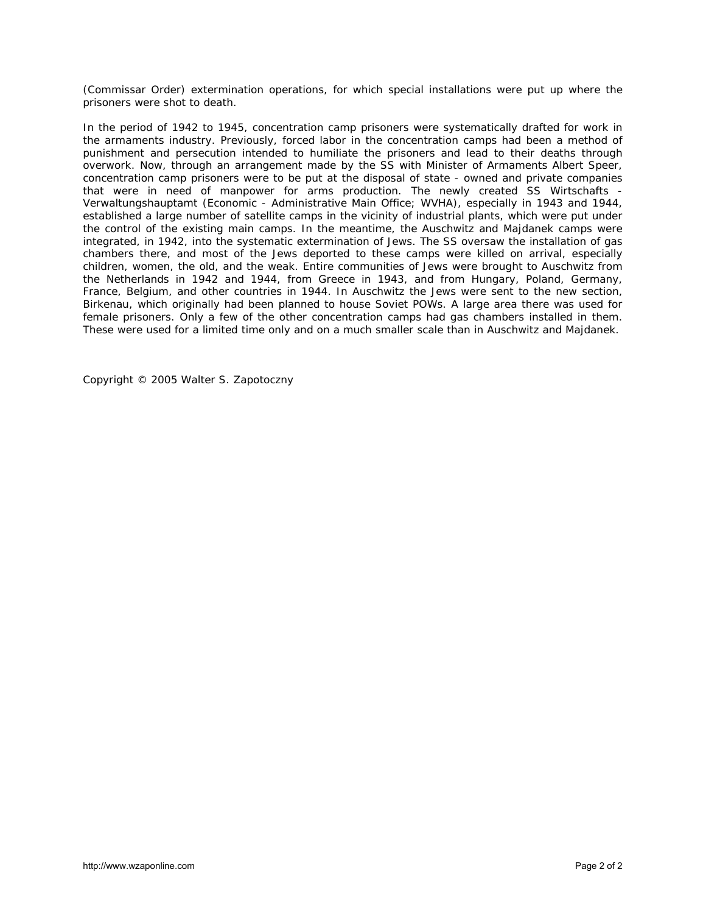(Commissar Order) extermination operations, for which special installations were put up where the prisoners were shot to death.

In the period of 1942 to 1945, concentration camp prisoners were systematically drafted for work in the armaments industry. Previously, forced labor in the concentration camps had been a method of punishment and persecution intended to humiliate the prisoners and lead to their deaths through overwork. Now, through an arrangement made by the SS with Minister of Armaments Albert Speer, concentration camp prisoners were to be put at the disposal of state - owned and private companies that were in need of manpower for arms production. The newly created SS Wirtschafts - Verwaltungshauptamt (Economic - Administrative Main Office; WVHA), especially in 1943 and 1944, established a large number of satellite camps in the vicinity of industrial plants, which were put under the control of the existing main camps. In the meantime, the Auschwitz and Majdanek camps were integrated, in 1942, into the systematic extermination of Jews. The SS oversaw the installation of gas chambers there, and most of the Jews deported to these camps were killed on arrival, especially children, women, the old, and the weak. Entire communities of Jews were brought to Auschwitz from the Netherlands in 1942 and 1944, from Greece in 1943, and from Hungary, Poland, Germany, France, Belgium, and other countries in 1944. In Auschwitz the Jews were sent to the new section, Birkenau, which originally had been planned to house Soviet POWs. A large area there was used for female prisoners. Only a few of the other concentration camps had gas chambers installed in them. These were used for a limited time only and on a much smaller scale than in Auschwitz and Majdanek.

Copyright © 2005 Walter S. Zapotoczny